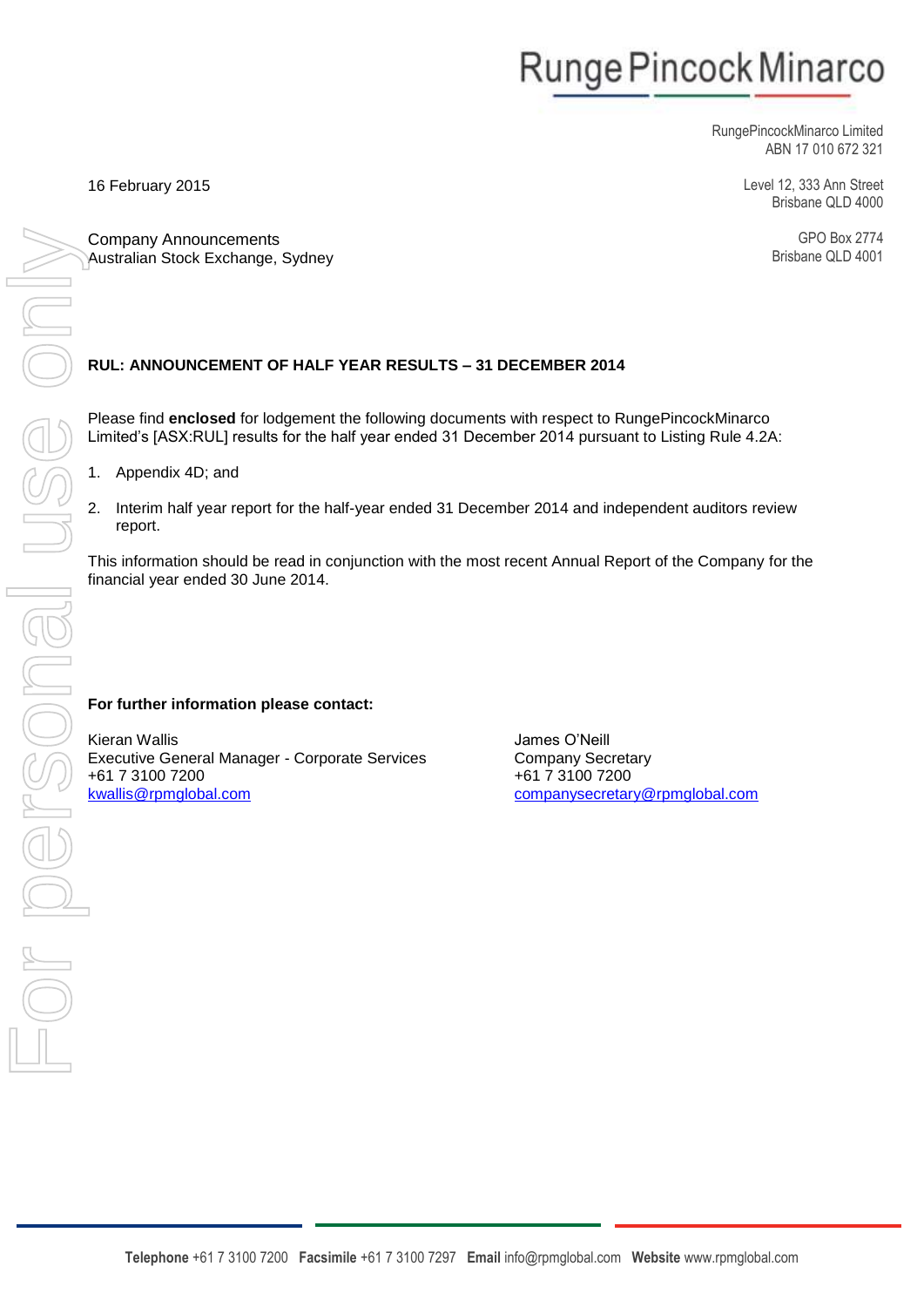RungePincockMinarco

RungePincockMinarco Limited
ABN 17 010 672 321

Level 12, 333 Ann Street
Brisbane QLD 4000

GPO Box 2774
Brisbane QLD 4001

16 February 2015

Company Announcements
Australian Stock Exchange, Sydney

**RUL: ANNOUNCEMENT OF HALF YEAR RESULTS – 31 DECEMBER 2014**

Please find **enclosed** for lodgement the following documents with respect to RungePincockMinarco Limited's [ASX:RUL] results for the half year ended 31 December 2014 pursuant to Listing Rule 4.2A:

1. Appendix 4D; and
2. Interim half year report for the half-year ended 31 December 2014 and independent auditors review report.

This information should be read in conjunction with the most recent Annual Report of the Company for the financial year ended 30 June 2014.

**For further information please contact:**

Kieran Wallis
Executive General Manager - Corporate Services
+61 7 3100 7200
kwallis@rpmglobal.com

James O'Neill
Company Secretary
+61 7 3100 7200
companysecretary@rpmglobal.com

**Telephone** +61 7 3100 7200 **Facsimile** +61 7 3100 7297 **Email** info@rpmglobal.com **Website** www.rpmglobal.com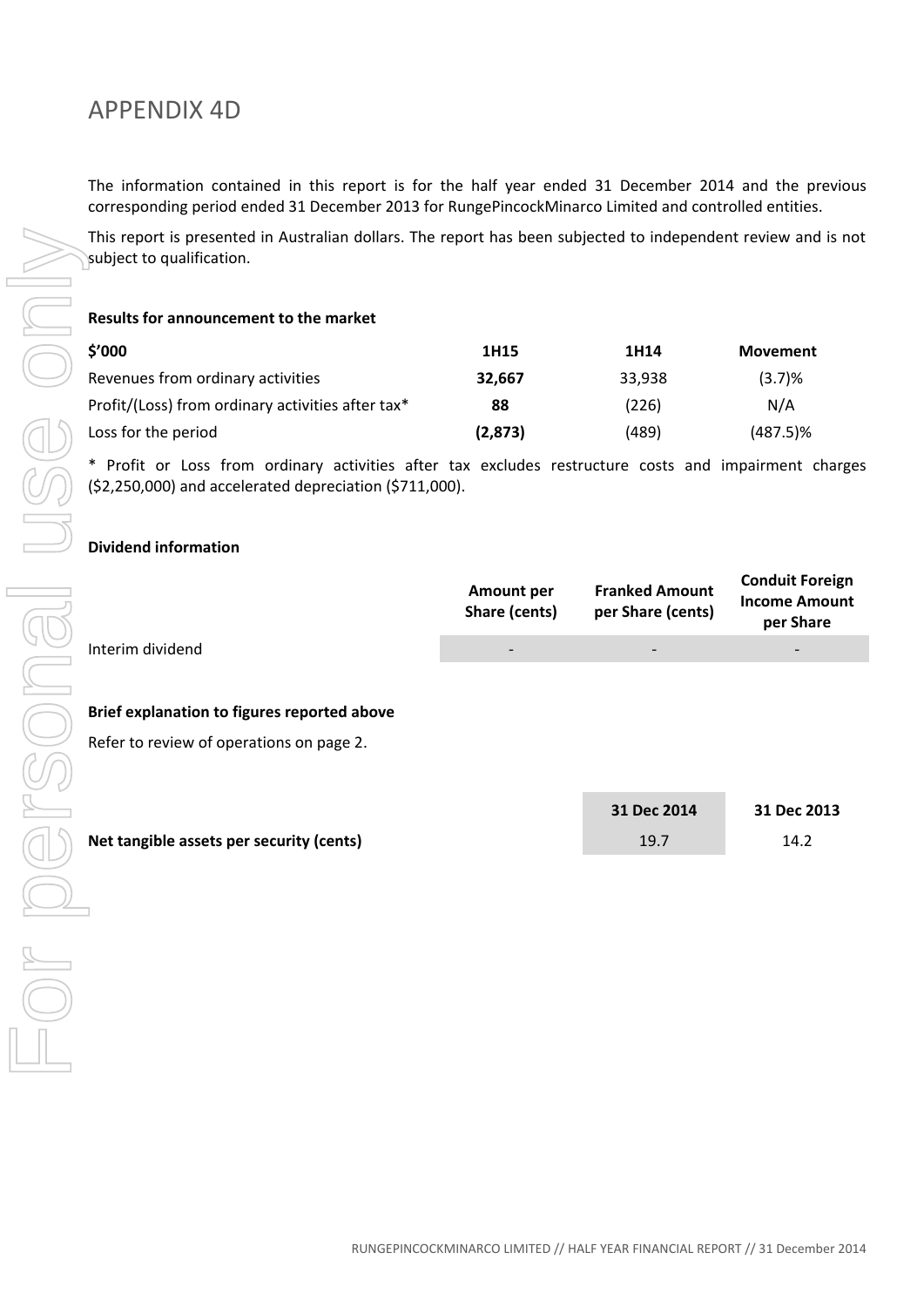# APPENDIX 4D

The information contained in this report is for the half year ended 31 December 2014 and the previous corresponding period ended 31 December 2013 for RungePincockMinarco Limited and controlled entities.

This report is presented in Australian dollars. The report has been subjected to independent review and is not subject to qualification.

**Results for announcement to the market**

| $'000 | 1H15 | 1H14 | Movement |
|---|---|---|---|
| Revenues from ordinary activities | **32,667** | 33,938 | (3.7)% |
| Profit/(Loss) from ordinary activities after tax* | **88** | (226) | N/A |
| Loss for the period | **(2,873)** | (489) | (487.5)% |

* Profit or Loss from ordinary activities after tax excludes restructure costs and impairment charges ($2,250,000) and accelerated depreciation ($711,000).

**Dividend information**

| | Amount per Share (cents) | Franked Amount per Share (cents) | Conduit Foreign Income Amount per Share |
|---|---|---|---|
| Interim dividend | - | - | - |

**Brief explanation to figures reported above**

Refer to review of operations on page 2.

| | 31 Dec 2014 | 31 Dec 2013 |
|---|---|---|
| **Net tangible assets per security (cents)** | 19.7 | 14.2 |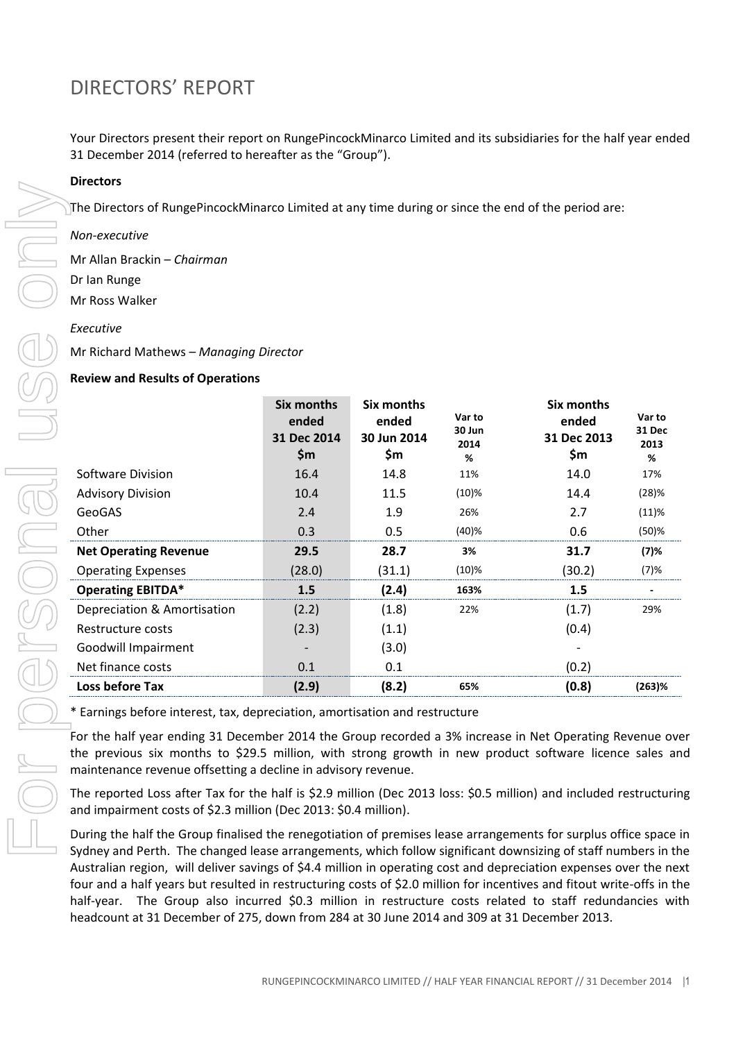# DIRECTORS' REPORT

Your Directors present their report on RungePincockMinarco Limited and its subsidiaries for the half year ended 31 December 2014 (referred to hereafter as the "Group").

**Directors**

The Directors of RungePincockMinarco Limited at any time during or since the end of the period are:

*Non-executive*

Mr Allan Brackin – *Chairman*

Dr Ian Runge

Mr Ross Walker

*Executive*

Mr Richard Mathews – *Managing Director*

**Review and Results of Operations**

| | Six months ended 31 Dec 2014 $m | Six months ended 30 Jun 2014 $m | Var to 30 Jun 2014 % | Six months ended 31 Dec 2013 $m | Var to 31 Dec 2013 % |
|---|---|---|---|---|---|
| Software Division | 16.4 | 14.8 | 11% | 14.0 | 17% |
| Advisory Division | 10.4 | 11.5 | (10)% | 14.4 | (28)% |
| GeoGAS | 2.4 | 1.9 | 26% | 2.7 | (11)% |
| Other | 0.3 | 0.5 | (40)% | 0.6 | (50)% |
| **Net Operating Revenue** | **29.5** | **28.7** | **3%** | **31.7** | **(7)%** |
| Operating Expenses | (28.0) | (31.1) | (10)% | (30.2) | (7)% |
| **Operating EBITDA*** | **1.5** | **(2.4)** | **163%** | **1.5** | **-** |
| Depreciation & Amortisation | (2.2) | (1.8) | 22% | (1.7) | 29% |
| Restructure costs | (2.3) | (1.1) | | (0.4) | |
| Goodwill Impairment | - | (3.0) | | - | |
| Net finance costs | 0.1 | 0.1 | | (0.2) | |
| **Loss before Tax** | **(2.9)** | **(8.2)** | **65%** | **(0.8)** | **(263)%** |

* Earnings before interest, tax, depreciation, amortisation and restructure

For the half year ending 31 December 2014 the Group recorded a 3% increase in Net Operating Revenue over the previous six months to $29.5 million, with strong growth in new product software licence sales and maintenance revenue offsetting a decline in advisory revenue.

The reported Loss after Tax for the half is $2.9 million (Dec 2013 loss: $0.5 million) and included restructuring and impairment costs of $2.3 million (Dec 2013: $0.4 million).

During the half the Group finalised the renegotiation of premises lease arrangements for surplus office space in Sydney and Perth. The changed lease arrangements, which follow significant downsizing of staff numbers in the Australian region, will deliver savings of $4.4 million in operating cost and depreciation expenses over the next four and a half years but resulted in restructuring costs of $2.0 million for incentives and fitout write-offs in the half-year. The Group also incurred $0.3 million in restructure costs related to staff redundancies with headcount at 31 December of 275, down from 284 at 30 June 2014 and 309 at 31 December 2013.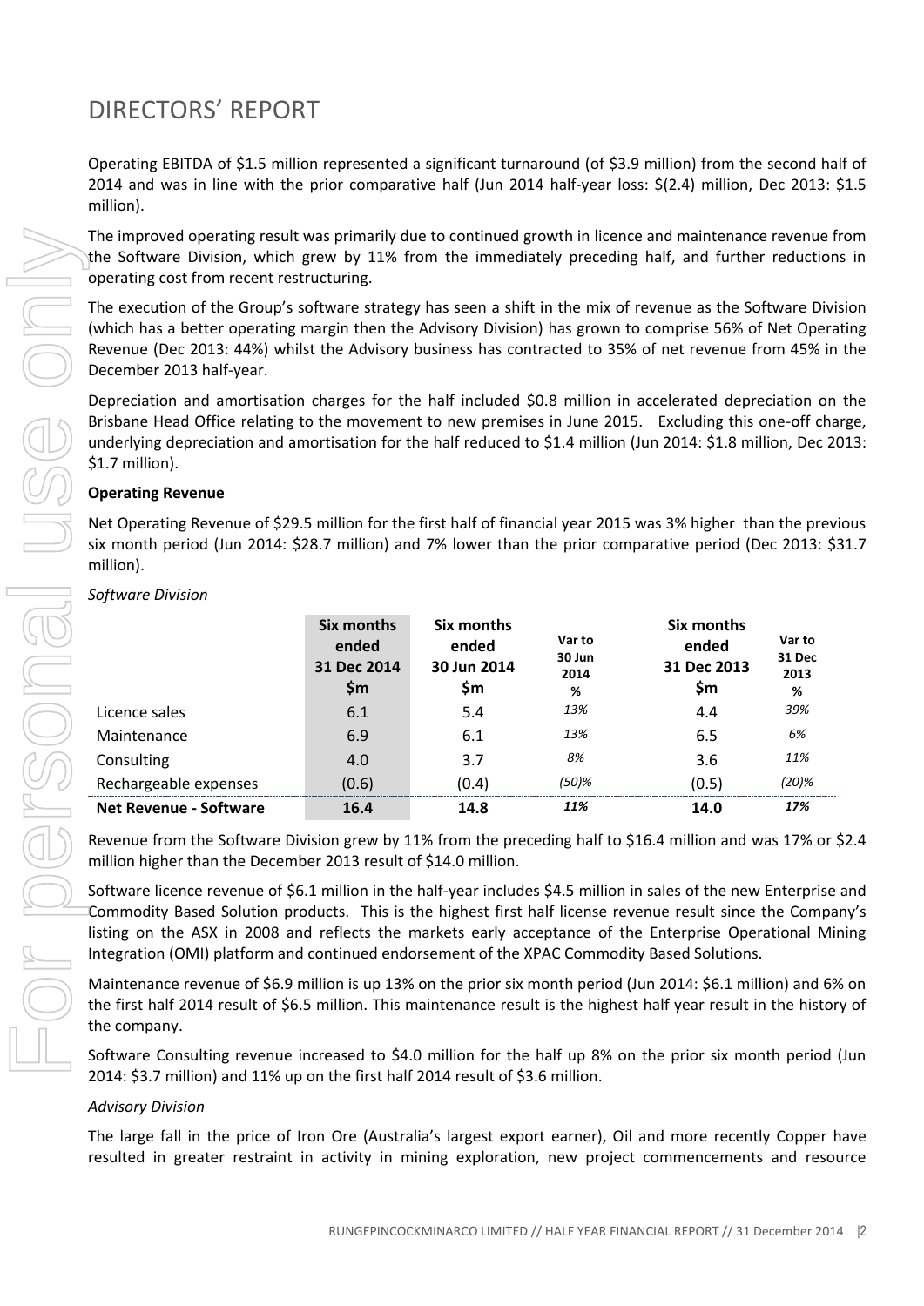# DIRECTORS' REPORT

Operating EBITDA of $1.5 million represented a significant turnaround (of $3.9 million) from the second half of 2014 and was in line with the prior comparative half (Jun 2014 half-year loss: $(2.4) million, Dec 2013: $1.5 million).

The improved operating result was primarily due to continued growth in licence and maintenance revenue from the Software Division, which grew by 11% from the immediately preceding half, and further reductions in operating cost from recent restructuring.

The execution of the Group's software strategy has seen a shift in the mix of revenue as the Software Division (which has a better operating margin then the Advisory Division) has grown to comprise 56% of Net Operating Revenue (Dec 2013: 44%) whilst the Advisory business has contracted to 35% of net revenue from 45% in the December 2013 half-year.

Depreciation and amortisation charges for the half included $0.8 million in accelerated depreciation on the Brisbane Head Office relating to the movement to new premises in June 2015. Excluding this one-off charge, underlying depreciation and amortisation for the half reduced to $1.4 million (Jun 2014: $1.8 million, Dec 2013: $1.7 million).

**Operating Revenue**

Net Operating Revenue of $29.5 million for the first half of financial year 2015 was 3% higher than the previous six month period (Jun 2014: $28.7 million) and 7% lower than the prior comparative period (Dec 2013: $31.7 million).

*Software Division*

| | Six months ended 31 Dec 2014 $m | Six months ended 30 Jun 2014 $m | Var to 30 Jun 2014 % | Six months ended 31 Dec 2013 $m | Var to 31 Dec 2013 % |
|---|---|---|---|---|---|
| Licence sales | 6.1 | 5.4 | *13%* | 4.4 | *39%* |
| Maintenance | 6.9 | 6.1 | *13%* | 6.5 | *6%* |
| Consulting | 4.0 | 3.7 | *8%* | 3.6 | *11%* |
| Rechargeable expenses | (0.6) | (0.4) | *(50)%* | (0.5) | *(20)%* |
| **Net Revenue - Software** | **16.4** | **14.8** | ***11%*** | **14.0** | ***17%*** |

Revenue from the Software Division grew by 11% from the preceding half to $16.4 million and was 17% or $2.4 million higher than the December 2013 result of $14.0 million.

Software licence revenue of $6.1 million in the half-year includes $4.5 million in sales of the new Enterprise and Commodity Based Solution products. This is the highest first half license revenue result since the Company's listing on the ASX in 2008 and reflects the markets early acceptance of the Enterprise Operational Mining Integration (OMI) platform and continued endorsement of the XPAC Commodity Based Solutions.

Maintenance revenue of $6.9 million is up 13% on the prior six month period (Jun 2014: $6.1 million) and 6% on the first half 2014 result of $6.5 million. This maintenance result is the highest half year result in the history of the company.

Software Consulting revenue increased to $4.0 million for the half up 8% on the prior six month period (Jun 2014: $3.7 million) and 11% up on the first half 2014 result of $3.6 million.

*Advisory Division*

The large fall in the price of Iron Ore (Australia's largest export earner), Oil and more recently Copper have resulted in greater restraint in activity in mining exploration, new project commencements and resource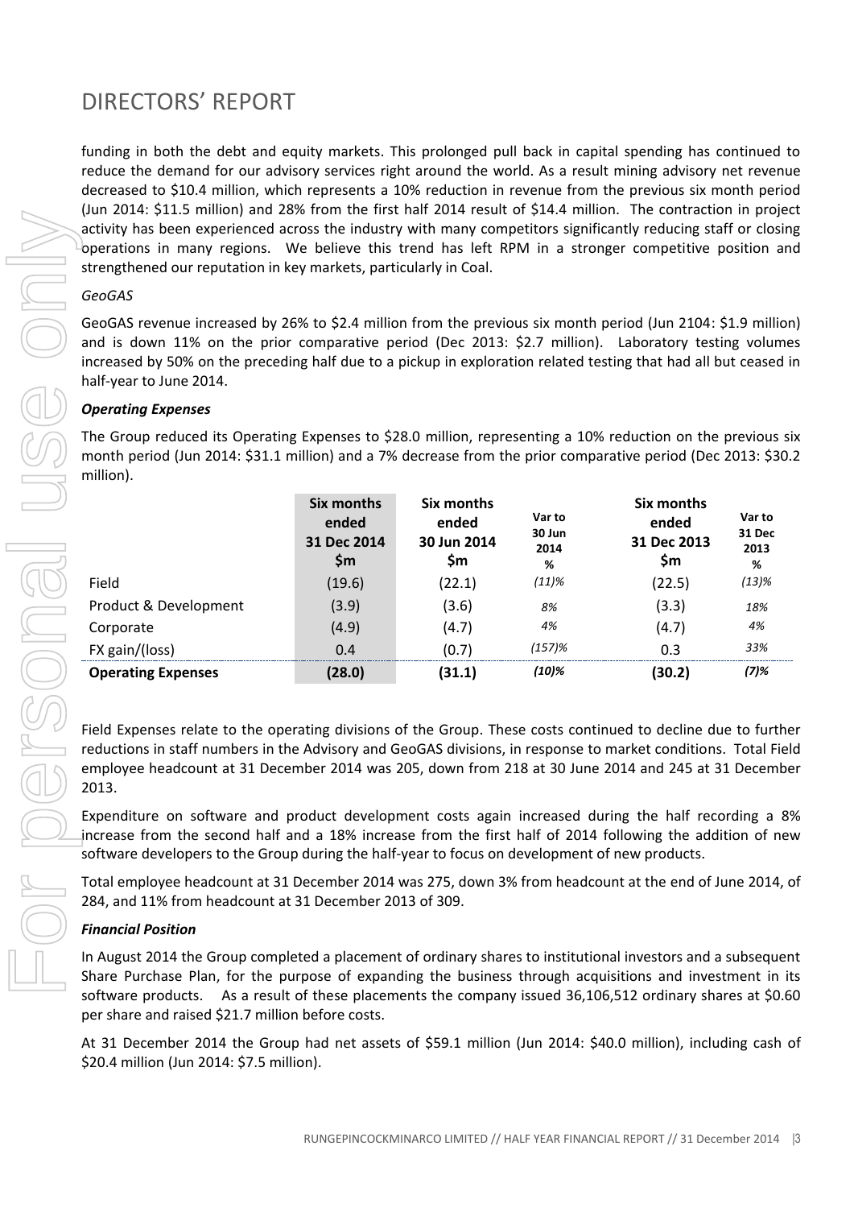# DIRECTORS' REPORT

funding in both the debt and equity markets. This prolonged pull back in capital spending has continued to reduce the demand for our advisory services right around the world. As a result mining advisory net revenue decreased to $10.4 million, which represents a 10% reduction in revenue from the previous six month period (Jun 2014: $11.5 million) and 28% from the first half 2014 result of $14.4 million. The contraction in project activity has been experienced across the industry with many competitors significantly reducing staff or closing operations in many regions. We believe this trend has left RPM in a stronger competitive position and strengthened our reputation in key markets, particularly in Coal.

*GeoGAS*

GeoGAS revenue increased by 26% to $2.4 million from the previous six month period (Jun 2104: $1.9 million) and is down 11% on the prior comparative period (Dec 2013: $2.7 million). Laboratory testing volumes increased by 50% on the preceding half due to a pickup in exploration related testing that had all but ceased in half-year to June 2014.

***Operating Expenses***

The Group reduced its Operating Expenses to $28.0 million, representing a 10% reduction on the previous six month period (Jun 2014: $31.1 million) and a 7% decrease from the prior comparative period (Dec 2013: $30.2 million).

| | Six months ended 31 Dec 2014 $m | Six months ended 30 Jun 2014 $m | Var to 30 Jun 2014 % | Six months ended 31 Dec 2013 $m | Var to 31 Dec 2013 % |
|---|---|---|---|---|---|
| Field | (19.6) | (22.1) | *(11)%* | (22.5) | *(13)%* |
| Product & Development | (3.9) | (3.6) | *8%* | (3.3) | *18%* |
| Corporate | (4.9) | (4.7) | *4%* | (4.7) | *4%* |
| FX gain/(loss) | 0.4 | (0.7) | *(157)%* | 0.3 | *33%* |
| **Operating Expenses** | **(28.0)** | **(31.1)** | ***(10)%*** | **(30.2)** | ***(7)%*** |

Field Expenses relate to the operating divisions of the Group. These costs continued to decline due to further reductions in staff numbers in the Advisory and GeoGAS divisions, in response to market conditions. Total Field employee headcount at 31 December 2014 was 205, down from 218 at 30 June 2014 and 245 at 31 December 2013.

Expenditure on software and product development costs again increased during the half recording a 8% increase from the second half and a 18% increase from the first half of 2014 following the addition of new software developers to the Group during the half-year to focus on development of new products.

Total employee headcount at 31 December 2014 was 275, down 3% from headcount at the end of June 2014, of 284, and 11% from headcount at 31 December 2013 of 309.

***Financial Position***

In August 2014 the Group completed a placement of ordinary shares to institutional investors and a subsequent Share Purchase Plan, for the purpose of expanding the business through acquisitions and investment in its software products. As a result of these placements the company issued 36,106,512 ordinary shares at $0.60 per share and raised $21.7 million before costs.

At 31 December 2014 the Group had net assets of $59.1 million (Jun 2014: $40.0 million), including cash of $20.4 million (Jun 2014: $7.5 million).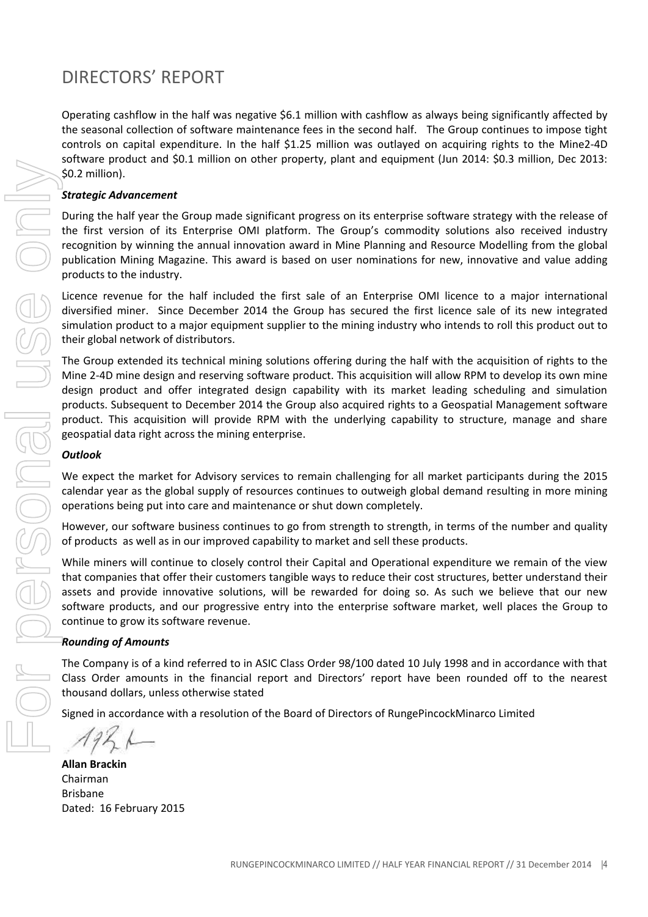# DIRECTORS' REPORT

Operating cashflow in the half was negative $6.1 million with cashflow as always being significantly affected by the seasonal collection of software maintenance fees in the second half. The Group continues to impose tight controls on capital expenditure. In the half $1.25 million was outlayed on acquiring rights to the Mine2-4D software product and $0.1 million on other property, plant and equipment (Jun 2014: $0.3 million, Dec 2013: $0.2 million).

***Strategic Advancement***

During the half year the Group made significant progress on its enterprise software strategy with the release of the first version of its Enterprise OMI platform. The Group's commodity solutions also received industry recognition by winning the annual innovation award in Mine Planning and Resource Modelling from the global publication Mining Magazine. This award is based on user nominations for new, innovative and value adding products to the industry.

Licence revenue for the half included the first sale of an Enterprise OMI licence to a major international diversified miner. Since December 2014 the Group has secured the first licence sale of its new integrated simulation product to a major equipment supplier to the mining industry who intends to roll this product out to their global network of distributors.

The Group extended its technical mining solutions offering during the half with the acquisition of rights to the Mine 2-4D mine design and reserving software product. This acquisition will allow RPM to develop its own mine design product and offer integrated design capability with its market leading scheduling and simulation products. Subsequent to December 2014 the Group also acquired rights to a Geospatial Management software product. This acquisition will provide RPM with the underlying capability to structure, manage and share geospatial data right across the mining enterprise.

***Outlook***

We expect the market for Advisory services to remain challenging for all market participants during the 2015 calendar year as the global supply of resources continues to outweigh global demand resulting in more mining operations being put into care and maintenance or shut down completely.

However, our software business continues to go from strength to strength, in terms of the number and quality of products as well as in our improved capability to market and sell these products.

While miners will continue to closely control their Capital and Operational expenditure we remain of the view that companies that offer their customers tangible ways to reduce their cost structures, better understand their assets and provide innovative solutions, will be rewarded for doing so. As such we believe that our new software products, and our progressive entry into the enterprise software market, well places the Group to continue to grow its software revenue.

***Rounding of Amounts***

The Company is of a kind referred to in ASIC Class Order 98/100 dated 10 July 1998 and in accordance with that Class Order amounts in the financial report and Directors' report have been rounded off to the nearest thousand dollars, unless otherwise stated

Signed in accordance with a resolution of the Board of Directors of RungePincockMinarco Limited

**Allan Brackin**
Chairman
Brisbane
Dated: 16 February 2015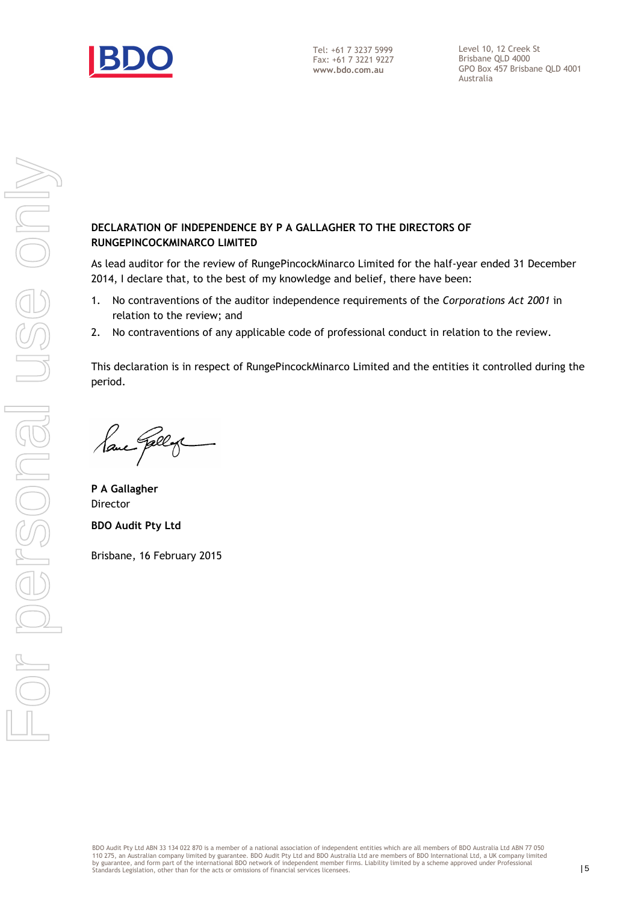Tel: +61 7 3237 5999
Fax: +61 7 3221 9227
**www.bdo.com.au**

Level 10, 12 Creek St
Brisbane QLD 4000
GPO Box 457 Brisbane QLD 4001
Australia

**DECLARATION OF INDEPENDENCE BY P A GALLAGHER TO THE DIRECTORS OF RUNGEPINCOCKMINARCO LIMITED**

As lead auditor for the review of RungePincockMinarco Limited for the half-year ended 31 December 2014, I declare that, to the best of my knowledge and belief, there have been:

1. No contraventions of the auditor independence requirements of the *Corporations Act 2001* in relation to the review; and
2. No contraventions of any applicable code of professional conduct in relation to the review.

This declaration is in respect of RungePincockMinarco Limited and the entities it controlled during the period.

**P A Gallagher**
Director

**BDO Audit Pty Ltd**

Brisbane, 16 February 2015

BDO Audit Pty Ltd ABN 33 134 022 870 is a member of a national association of independent entities which are all members of BDO Australia Ltd ABN 77 050 110 275, an Australian company limited by guarantee. BDO Audit Pty Ltd and BDO Australia Ltd are members of BDO International Ltd, a UK company limited by guarantee, and form part of the international BDO network of independent member firms. Liability limited by a scheme approved under Professional Standards Legislation, other than for the acts or omissions of financial services licensees.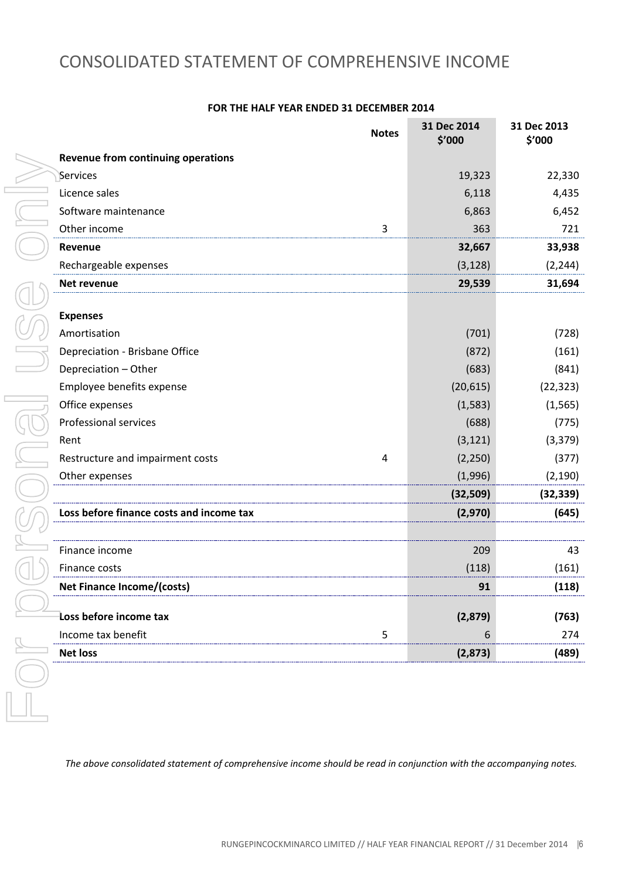# CONSOLIDATED STATEMENT OF COMPREHENSIVE INCOME

**FOR THE HALF YEAR ENDED 31 DECEMBER 2014**

| | Notes | 31 Dec 2014 $'000 | 31 Dec 2013 $'000 |
|---|---|---|---|
| **Revenue from continuing operations** | | | |
| Services | | 19,323 | 22,330 |
| Licence sales | | 6,118 | 4,435 |
| Software maintenance | | 6,863 | 6,452 |
| Other income | 3 | 363 | 721 |
| **Revenue** | | **32,667** | **33,938** |
| Rechargeable expenses | | (3,128) | (2,244) |
| **Net revenue** | | **29,539** | **31,694** |
| | | | |
| **Expenses** | | | |
| Amortisation | | (701) | (728) |
| Depreciation - Brisbane Office | | (872) | (161) |
| Depreciation – Other | | (683) | (841) |
| Employee benefits expense | | (20,615) | (22,323) |
| Office expenses | | (1,583) | (1,565) |
| Professional services | | (688) | (775) |
| Rent | | (3,121) | (3,379) |
| Restructure and impairment costs | 4 | (2,250) | (377) |
| Other expenses | | (1,996) | (2,190) |
| | | **(32,509)** | **(32,339)** |
| **Loss before finance costs and income tax** | | **(2,970)** | **(645)** |
| | | | |
| Finance income | | 209 | 43 |
| Finance costs | | (118) | (161) |
| **Net Finance Income/(costs)** | | **91** | **(118)** |
| | | | |
| **Loss before income tax** | | **(2,879)** | **(763)** |
| Income tax benefit | 5 | 6 | 274 |
| **Net loss** | | **(2,873)** | **(489)** |

*The above consolidated statement of comprehensive income should be read in conjunction with the accompanying notes.*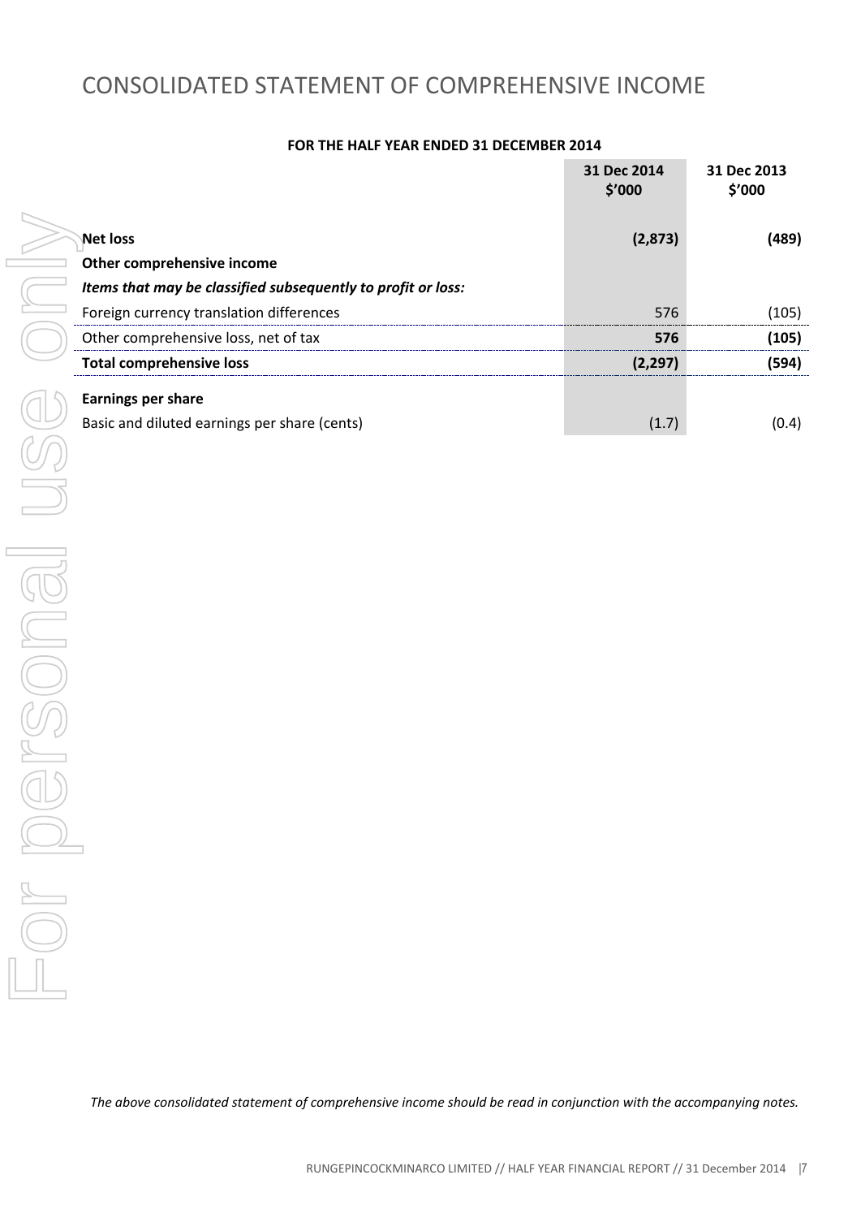# CONSOLIDATED STATEMENT OF COMPREHENSIVE INCOME

**FOR THE HALF YEAR ENDED 31 DECEMBER 2014**

| | 31 Dec 2014 $'000 | 31 Dec 2013 $'000 |
|---|---|---|
| **Net loss** | **(2,873)** | **(489)** |
| **Other comprehensive income** | | |
| ***Items that may be classified subsequently to profit or loss:*** | | |
| Foreign currency translation differences | 576 | (105) |
| Other comprehensive loss, net of tax | **576** | **(105)** |
| **Total comprehensive loss** | **(2,297)** | **(594)** |
| **Earnings per share** | | |
| Basic and diluted earnings per share (cents) | (1.7) | (0.4) |

*The above consolidated statement of comprehensive income should be read in conjunction with the accompanying notes.*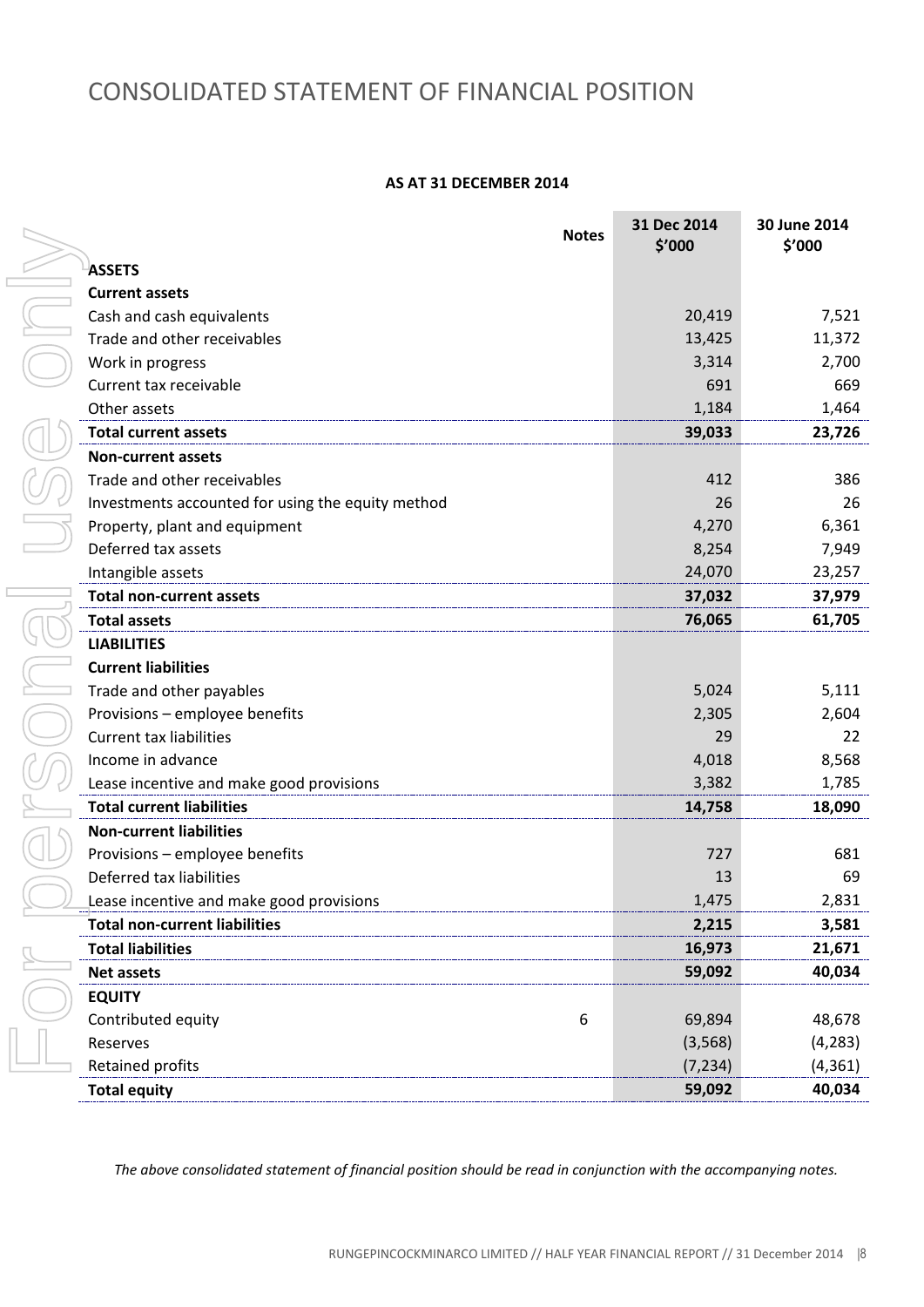# CONSOLIDATED STATEMENT OF FINANCIAL POSITION

**AS AT 31 DECEMBER 2014**

| | Notes | 31 Dec 2014 $'000 | 30 June 2014 $'000 |
|---|---|---|---|
| **ASSETS** | | | |
| **Current assets** | | | |
| Cash and cash equivalents | | 20,419 | 7,521 |
| Trade and other receivables | | 13,425 | 11,372 |
| Work in progress | | 3,314 | 2,700 |
| Current tax receivable | | 691 | 669 |
| Other assets | | 1,184 | 1,464 |
| **Total current assets** | | **39,033** | **23,726** |
| **Non-current assets** | | | |
| Trade and other receivables | | 412 | 386 |
| Investments accounted for using the equity method | | 26 | 26 |
| Property, plant and equipment | | 4,270 | 6,361 |
| Deferred tax assets | | 8,254 | 7,949 |
| Intangible assets | | 24,070 | 23,257 |
| **Total non-current assets** | | **37,032** | **37,979** |
| **Total assets** | | **76,065** | **61,705** |
| **LIABILITIES** | | | |
| **Current liabilities** | | | |
| Trade and other payables | | 5,024 | 5,111 |
| Provisions – employee benefits | | 2,305 | 2,604 |
| Current tax liabilities | | 29 | 22 |
| Income in advance | | 4,018 | 8,568 |
| Lease incentive and make good provisions | | 3,382 | 1,785 |
| **Total current liabilities** | | **14,758** | **18,090** |
| **Non-current liabilities** | | | |
| Provisions – employee benefits | | 727 | 681 |
| Deferred tax liabilities | | 13 | 69 |
| Lease incentive and make good provisions | | 1,475 | 2,831 |
| **Total non-current liabilities** | | **2,215** | **3,581** |
| **Total liabilities** | | **16,973** | **21,671** |
| **Net assets** | | **59,092** | **40,034** |
| **EQUITY** | | | |
| Contributed equity | 6 | 69,894 | 48,678 |
| Reserves | | (3,568) | (4,283) |
| Retained profits | | (7,234) | (4,361) |
| **Total equity** | | **59,092** | **40,034** |

*The above consolidated statement of financial position should be read in conjunction with the accompanying notes.*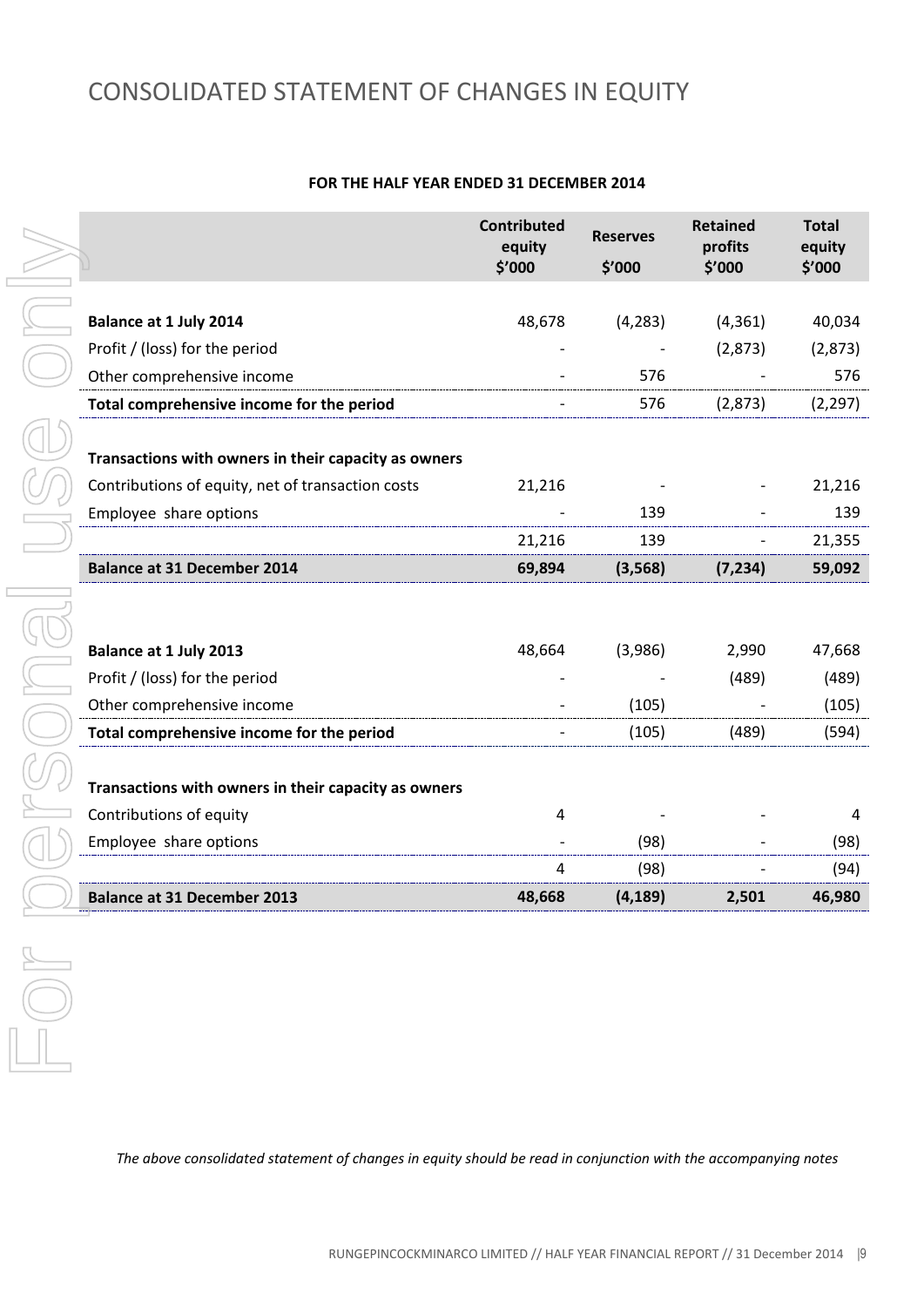# CONSOLIDATED STATEMENT OF CHANGES IN EQUITY

**FOR THE HALF YEAR ENDED 31 DECEMBER 2014**

| | Contributed equity $'000 | Reserves $'000 | Retained profits $'000 | Total equity $'000 |
|---|---|---|---|---|
| **Balance at 1 July 2014** | 48,678 | (4,283) | (4,361) | 40,034 |
| Profit / (loss) for the period | - | - | (2,873) | (2,873) |
| Other comprehensive income | - | 576 | - | 576 |
| **Total comprehensive income for the period** | - | 576 | (2,873) | (2,297) |
| **Transactions with owners in their capacity as owners** | | | | |
| Contributions of equity, net of transaction costs | 21,216 | - | - | 21,216 |
| Employee share options | - | 139 | - | 139 |
| | 21,216 | 139 | - | 21,355 |
| **Balance at 31 December 2014** | **69,894** | **(3,568)** | **(7,234)** | **59,092** |
| | | | | |
| **Balance at 1 July 2013** | 48,664 | (3,986) | 2,990 | 47,668 |
| Profit / (loss) for the period | - | - | (489) | (489) |
| Other comprehensive income | - | (105) | - | (105) |
| **Total comprehensive income for the period** | - | (105) | (489) | (594) |
| **Transactions with owners in their capacity as owners** | | | | |
| Contributions of equity | 4 | - | - | 4 |
| Employee share options | - | (98) | - | (98) |
| | 4 | (98) | - | (94) |
| **Balance at 31 December 2013** | **48,668** | **(4,189)** | **2,501** | **46,980** |

*The above consolidated statement of changes in equity should be read in conjunction with the accompanying notes*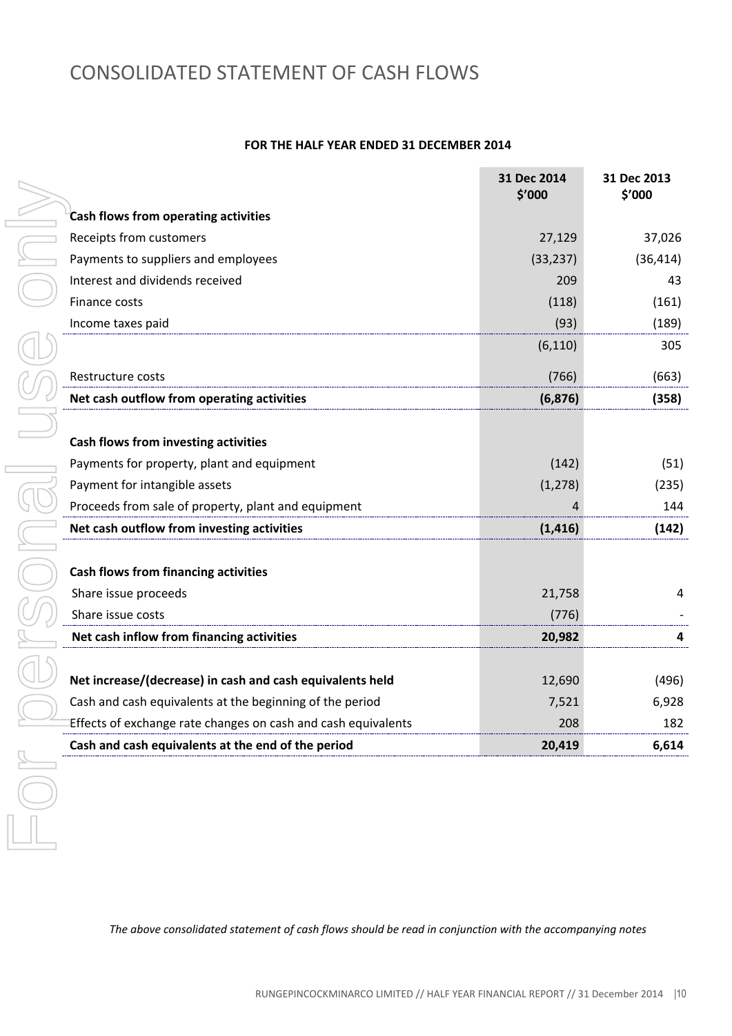# CONSOLIDATED STATEMENT OF CASH FLOWS

**FOR THE HALF YEAR ENDED 31 DECEMBER 2014**

| | 31 Dec 2014 $'000 | 31 Dec 2013 $'000 |
|---|---|---|
| **Cash flows from operating activities** | | |
| Receipts from customers | 27,129 | 37,026 |
| Payments to suppliers and employees | (33,237) | (36,414) |
| Interest and dividends received | 209 | 43 |
| Finance costs | (118) | (161) |
| Income taxes paid | (93) | (189) |
| | (6,110) | 305 |
| Restructure costs | (766) | (663) |
| **Net cash outflow from operating activities** | **(6,876)** | **(358)** |
| | | |
| **Cash flows from investing activities** | | |
| Payments for property, plant and equipment | (142) | (51) |
| Payment for intangible assets | (1,278) | (235) |
| Proceeds from sale of property, plant and equipment | 4 | 144 |
| **Net cash outflow from investing activities** | **(1,416)** | **(142)** |
| | | |
| **Cash flows from financing activities** | | |
| Share issue proceeds | 21,758 | 4 |
| Share issue costs | (776) | - |
| **Net cash inflow from financing activities** | **20,982** | **4** |
| | | |
| **Net increase/(decrease) in cash and cash equivalents held** | 12,690 | (496) |
| Cash and cash equivalents at the beginning of the period | 7,521 | 6,928 |
| Effects of exchange rate changes on cash and cash equivalents | 208 | 182 |
| **Cash and cash equivalents at the end of the period** | **20,419** | **6,614** |

*The above consolidated statement of cash flows should be read in conjunction with the accompanying notes*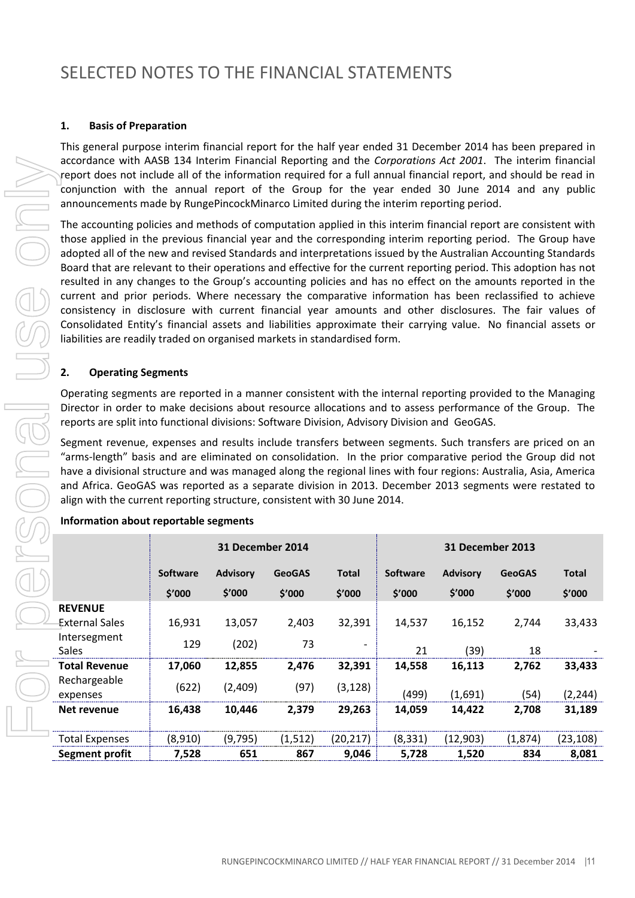# SELECTED NOTES TO THE FINANCIAL STATEMENTS

## 1. Basis of Preparation

This general purpose interim financial report for the half year ended 31 December 2014 has been prepared in accordance with AASB 134 Interim Financial Reporting and the *Corporations Act 2001*. The interim financial report does not include all of the information required for a full annual financial report, and should be read in conjunction with the annual report of the Group for the year ended 30 June 2014 and any public announcements made by RungePincockMinarco Limited during the interim reporting period.

The accounting policies and methods of computation applied in this interim financial report are consistent with those applied in the previous financial year and the corresponding interim reporting period. The Group have adopted all of the new and revised Standards and interpretations issued by the Australian Accounting Standards Board that are relevant to their operations and effective for the current reporting period. This adoption has not resulted in any changes to the Group's accounting policies and has no effect on the amounts reported in the current and prior periods. Where necessary the comparative information has been reclassified to achieve consistency in disclosure with current financial year amounts and other disclosures. The fair values of Consolidated Entity's financial assets and liabilities approximate their carrying value. No financial assets or liabilities are readily traded on organised markets in standardised form.

## 2. Operating Segments

Operating segments are reported in a manner consistent with the internal reporting provided to the Managing Director in order to make decisions about resource allocations and to assess performance of the Group. The reports are split into functional divisions: Software Division, Advisory Division and GeoGAS.

Segment revenue, expenses and results include transfers between segments. Such transfers are priced on an "arms-length" basis and are eliminated on consolidation. In the prior comparative period the Group did not have a divisional structure and was managed along the regional lines with four regions: Australia, Asia, America and Africa. GeoGAS was reported as a separate division in 2013. December 2013 segments were restated to align with the current reporting structure, consistent with 30 June 2014.

**Information about reportable segments**

| | 31 December 2014 | | | | 31 December 2013 | | | |
|---|---|---|---|---|---|---|---|---|
| | **Software** | **Advisory** | **GeoGAS** | **Total** | **Software** | **Advisory** | **GeoGAS** | **Total** |
| | **$'000** | **$'000** | **$'000** | **$'000** | **$'000** | **$'000** | **$'000** | **$'000** |
| **REVENUE** | | | | | | | | |
| External Sales | 16,931 | 13,057 | 2,403 | 32,391 | 14,537 | 16,152 | 2,744 | 33,433 |
| Intersegment Sales | 129 | (202) | 73 | - | 21 | (39) | 18 | - |
| **Total Revenue** | **17,060** | **12,855** | **2,476** | **32,391** | **14,558** | **16,113** | **2,762** | **33,433** |
| Rechargeable expenses | (622) | (2,409) | (97) | (3,128) | (499) | (1,691) | (54) | (2,244) |
| **Net revenue** | **16,438** | **10,446** | **2,379** | **29,263** | **14,059** | **14,422** | **2,708** | **31,189** |
| Total Expenses | (8,910) | (9,795) | (1,512) | (20,217) | (8,331) | (12,903) | (1,874) | (23,108) |
| **Segment profit** | **7,528** | **651** | **867** | **9,046** | **5,728** | **1,520** | **834** | **8,081** |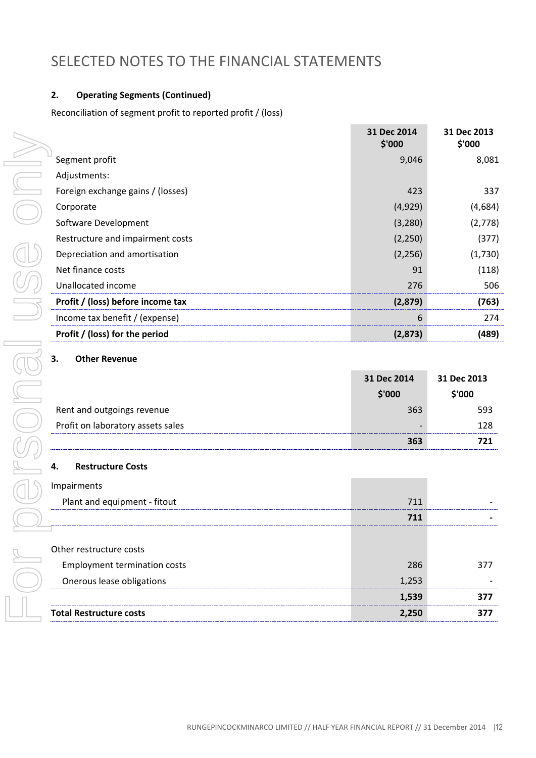# SELECTED NOTES TO THE FINANCIAL STATEMENTS

## 2. Operating Segments (Continued)

Reconciliation of segment profit to reported profit / (loss)

| | 31 Dec 2014 $'000 | 31 Dec 2013 $'000 |
|---|---|---|
| Segment profit | 9,046 | 8,081 |
| Adjustments: | | |
| Foreign exchange gains / (losses) | 423 | 337 |
| Corporate | (4,929) | (4,684) |
| Software Development | (3,280) | (2,778) |
| Restructure and impairment costs | (2,250) | (377) |
| Depreciation and amortisation | (2,256) | (1,730) |
| Net finance costs | 91 | (118) |
| Unallocated income | 276 | 506 |
| **Profit / (loss) before income tax** | **(2,879)** | **(763)** |
| Income tax benefit / (expense) | 6 | 274 |
| **Profit / (loss) for the period** | **(2,873)** | **(489)** |

## 3. Other Revenue

| | 31 Dec 2014 $'000 | 31 Dec 2013 $'000 |
|---|---|---|
| Rent and outgoings revenue | 363 | 593 |
| Profit on laboratory assets sales | - | 128 |
| | **363** | **721** |

## 4. Restructure Costs

| | 31 Dec 2014 $'000 | 31 Dec 2013 $'000 |
|---|---|---|
| Impairments | | |
| Plant and equipment - fitout | 711 | - |
| | **711** | **-** |
| Other restructure costs | | |
| Employment termination costs | 286 | 377 |
| Onerous lease obligations | 1,253 | - |
| | **1,539** | **377** |
| **Total Restructure costs** | **2,250** | **377** |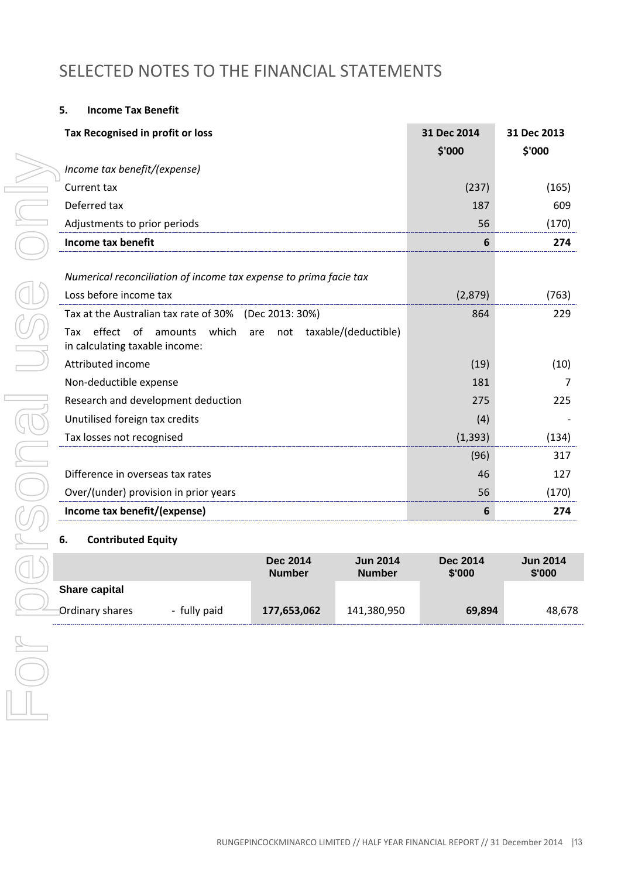# SELECTED NOTES TO THE FINANCIAL STATEMENTS

### 5. Income Tax Benefit

| Tax Recognised in profit or loss | 31 Dec 2014 $'000 | 31 Dec 2013 $'000 |
|---|---|---|
| *Income tax benefit/(expense)* | | |
| Current tax | (237) | (165) |
| Deferred tax | 187 | 609 |
| Adjustments to prior periods | 56 | (170) |
| **Income tax benefit** | **6** | **274** |
| | | |
| *Numerical reconciliation of income tax expense to prima facie tax* | | |
| Loss before income tax | (2,879) | (763) |
| Tax at the Australian tax rate of 30% (Dec 2013: 30%) | 864 | 229 |
| Tax effect of amounts which are not taxable/(deductible) in calculating taxable income: | | |
| Attributed income | (19) | (10) |
| Non-deductible expense | 181 | 7 |
| Research and development deduction | 275 | 225 |
| Unutilised foreign tax credits | (4) | - |
| Tax losses not recognised | (1,393) | (134) |
| | (96) | 317 |
| Difference in overseas tax rates | 46 | 127 |
| Over/(under) provision in prior years | 56 | (170) |
| **Income tax benefit/(expense)** | **6** | **274** |

### 6. Contributed Equity

| | | Dec 2014 Number | Jun 2014 Number | Dec 2014 $'000 | Jun 2014 $'000 |
|---|---|---|---|---|---|
| **Share capital** | | | | | |
| Ordinary shares | - fully paid | **177,653,062** | 141,380,950 | **69,894** | 48,678 |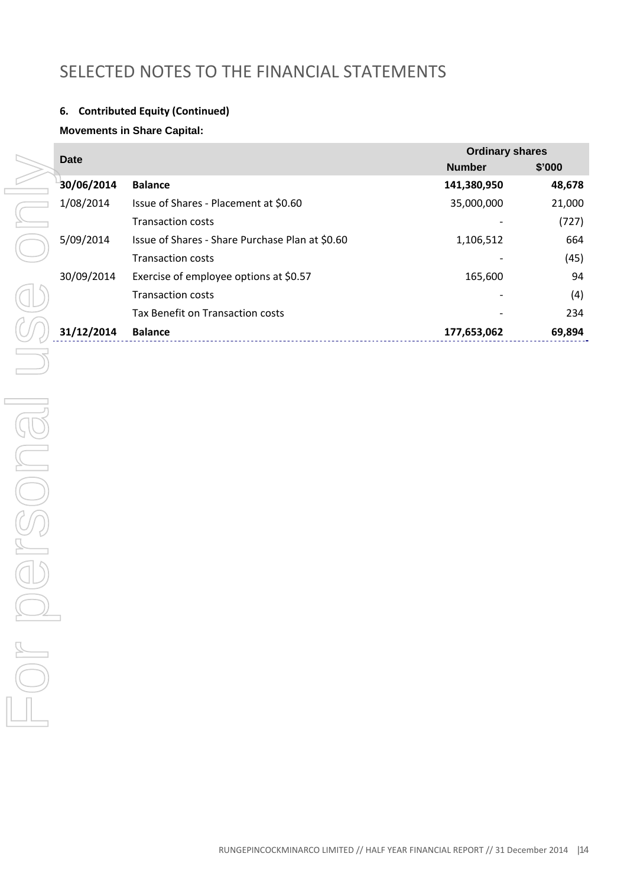# SELECTED NOTES TO THE FINANCIAL STATEMENTS

### 6. Contributed Equity (Continued)

**Movements in Share Capital:**

| Date | | Ordinary shares | |
|---|---|---|---|
| | | Number | $'000 |
| **30/06/2014** | **Balance** | **141,380,950** | **48,678** |
| 1/08/2014 | Issue of Shares - Placement at $0.60 | 35,000,000 | 21,000 |
| | Transaction costs | - | (727) |
| 5/09/2014 | Issue of Shares - Share Purchase Plan at $0.60 | 1,106,512 | 664 |
| | Transaction costs | - | (45) |
| 30/09/2014 | Exercise of employee options at $0.57 | 165,600 | 94 |
| | Transaction costs | - | (4) |
| | Tax Benefit on Transaction costs | - | 234 |
| **31/12/2014** | **Balance** | **177,653,062** | **69,894** |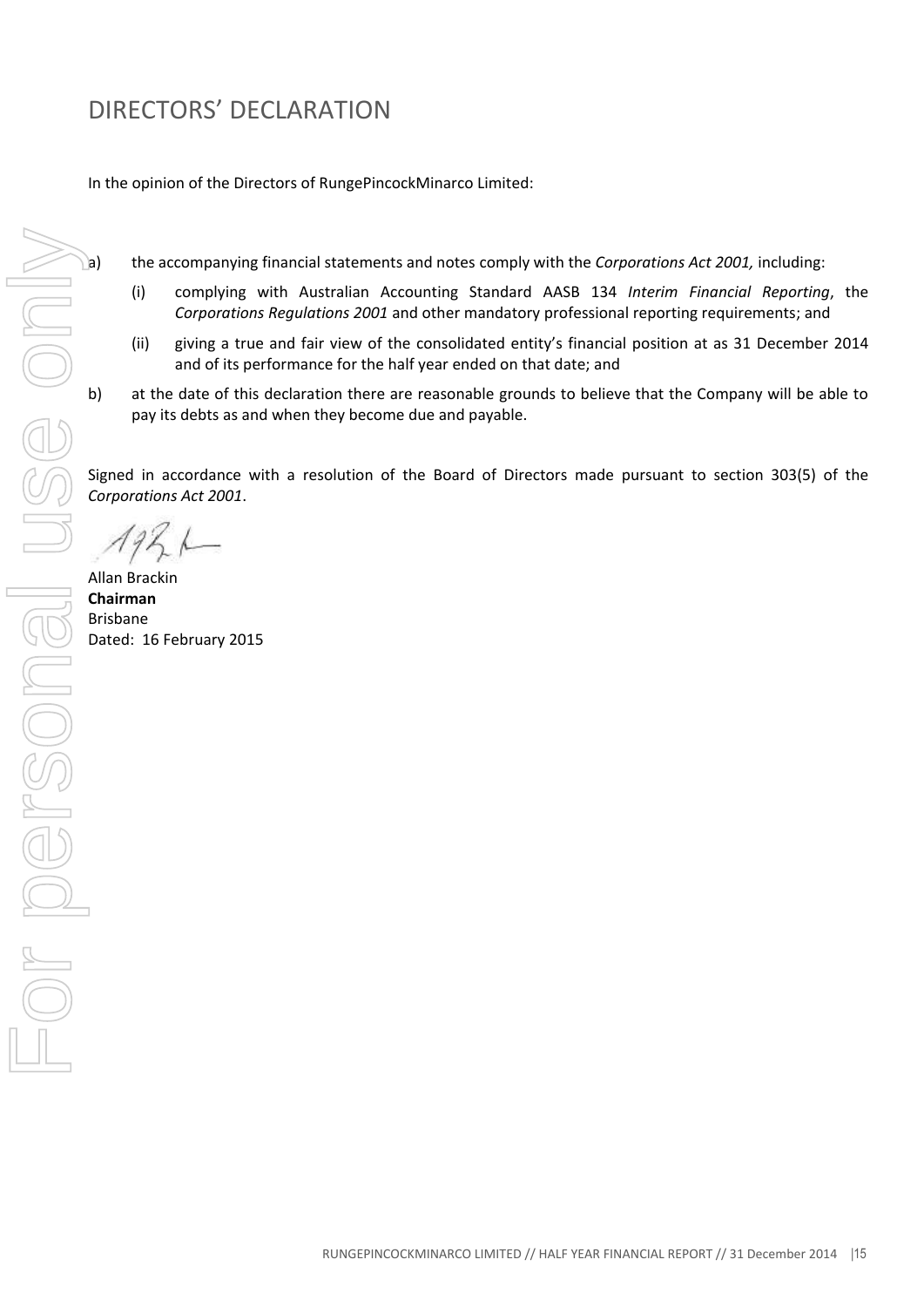# DIRECTORS' DECLARATION

In the opinion of the Directors of RungePincockMinarco Limited:

a) the accompanying financial statements and notes comply with the *Corporations Act 2001,* including:

   (i) complying with Australian Accounting Standard AASB 134 *Interim Financial Reporting*, the *Corporations Regulations 2001* and other mandatory professional reporting requirements; and

   (ii) giving a true and fair view of the consolidated entity's financial position at as 31 December 2014 and of its performance for the half year ended on that date; and

b) at the date of this declaration there are reasonable grounds to believe that the Company will be able to pay its debts as and when they become due and payable.

Signed in accordance with a resolution of the Board of Directors made pursuant to section 303(5) of the *Corporations Act 2001*.

Allan Brackin
**Chairman**
Brisbane
Dated: 16 February 2015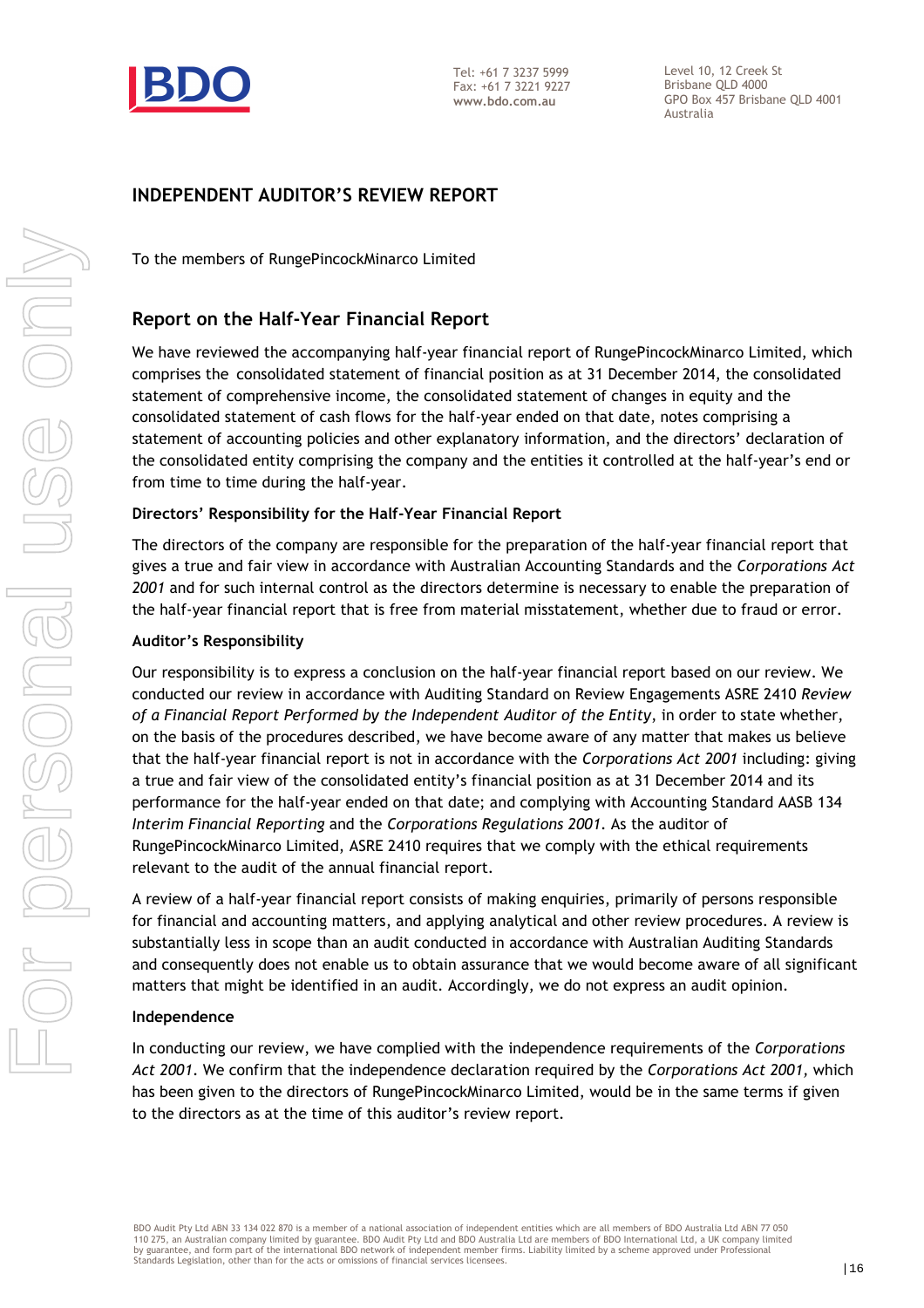Tel: +61 7 3237 5999
Fax: +61 7 3221 9227
**www.bdo.com.au**

Level 10, 12 Creek St
Brisbane QLD 4000
GPO Box 457 Brisbane QLD 4001
Australia

# INDEPENDENT AUDITOR'S REVIEW REPORT

To the members of RungePincockMinarco Limited

## Report on the Half-Year Financial Report

We have reviewed the accompanying half-year financial report of RungePincockMinarco Limited, which comprises the consolidated statement of financial position as at 31 December 2014, the consolidated statement of comprehensive income, the consolidated statement of changes in equity and the consolidated statement of cash flows for the half-year ended on that date, notes comprising a statement of accounting policies and other explanatory information, and the directors' declaration of the consolidated entity comprising the company and the entities it controlled at the half-year's end or from time to time during the half-year.

### Directors' Responsibility for the Half-Year Financial Report

The directors of the company are responsible for the preparation of the half-year financial report that gives a true and fair view in accordance with Australian Accounting Standards and the *Corporations Act 2001* and for such internal control as the directors determine is necessary to enable the preparation of the half-year financial report that is free from material misstatement, whether due to fraud or error.

### Auditor's Responsibility

Our responsibility is to express a conclusion on the half-year financial report based on our review. We conducted our review in accordance with Auditing Standard on Review Engagements ASRE 2410 *Review of a Financial Report Performed by the Independent Auditor of the Entity*, in order to state whether, on the basis of the procedures described, we have become aware of any matter that makes us believe that the half-year financial report is not in accordance with the *Corporations Act 2001* including: giving a true and fair view of the consolidated entity's financial position as at 31 December 2014 and its performance for the half-year ended on that date; and complying with Accounting Standard AASB 134 *Interim Financial Reporting* and the *Corporations Regulations 2001*. As the auditor of RungePincockMinarco Limited, ASRE 2410 requires that we comply with the ethical requirements relevant to the audit of the annual financial report.

A review of a half-year financial report consists of making enquiries, primarily of persons responsible for financial and accounting matters, and applying analytical and other review procedures. A review is substantially less in scope than an audit conducted in accordance with Australian Auditing Standards and consequently does not enable us to obtain assurance that we would become aware of all significant matters that might be identified in an audit. Accordingly, we do not express an audit opinion.

### Independence

In conducting our review, we have complied with the independence requirements of the *Corporations Act 2001*. We confirm that the independence declaration required by the *Corporations Act 2001*, which has been given to the directors of RungePincockMinarco Limited, would be in the same terms if given to the directors as at the time of this auditor's review report.

BDO Audit Pty Ltd ABN 33 134 022 870 is a member of a national association of independent entities which are all members of BDO Australia Ltd ABN 77 050 110 275, an Australian company limited by guarantee. BDO Audit Pty Ltd and BDO Australia Ltd are members of BDO International Ltd, a UK company limited by guarantee, and form part of the international BDO network of independent member firms. Liability limited by a scheme approved under Professional Standards Legislation, other than for the acts or omissions of financial services licensees.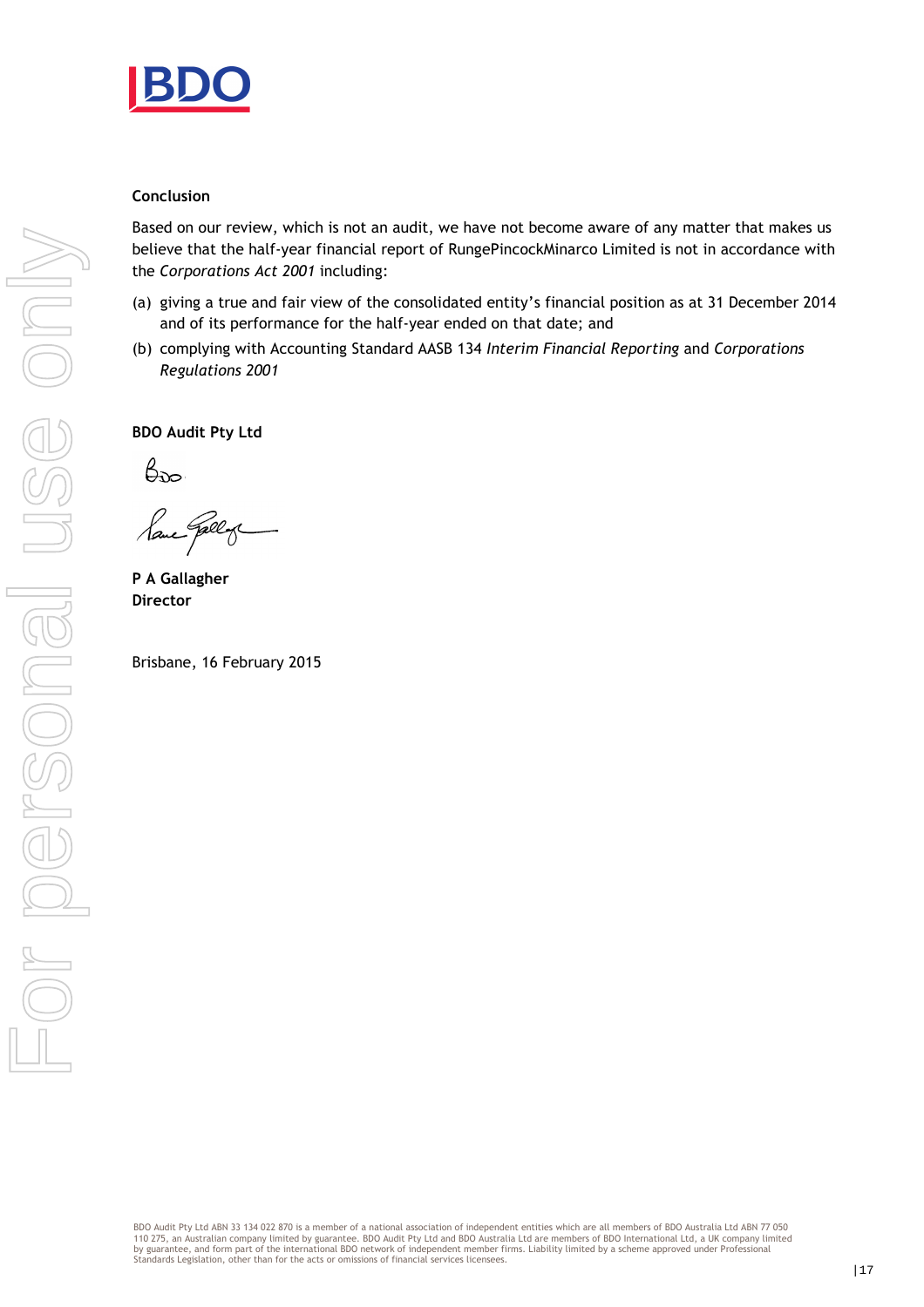**Conclusion**

Based on our review, which is not an audit, we have not become aware of any matter that makes us believe that the half-year financial report of RungePincockMinarco Limited is not in accordance with the *Corporations Act 2001* including:

(a) giving a true and fair view of the consolidated entity's financial position as at 31 December 2014 and of its performance for the half-year ended on that date; and

(b) complying with Accounting Standard AASB 134 *Interim Financial Reporting* and *Corporations Regulations 2001*

**BDO Audit Pty Ltd**

**P A Gallagher**
**Director**

Brisbane, 16 February 2015

BDO Audit Pty Ltd ABN 33 134 022 870 is a member of a national association of independent entities which are all members of BDO Australia Ltd ABN 77 050 110 275, an Australian company limited by guarantee. BDO Audit Pty Ltd and BDO Australia Ltd are members of BDO International Ltd, a UK company limited by guarantee, and form part of the international BDO network of independent member firms. Liability limited by a scheme approved under Professional Standards Legislation, other than for the acts or omissions of financial services licensees.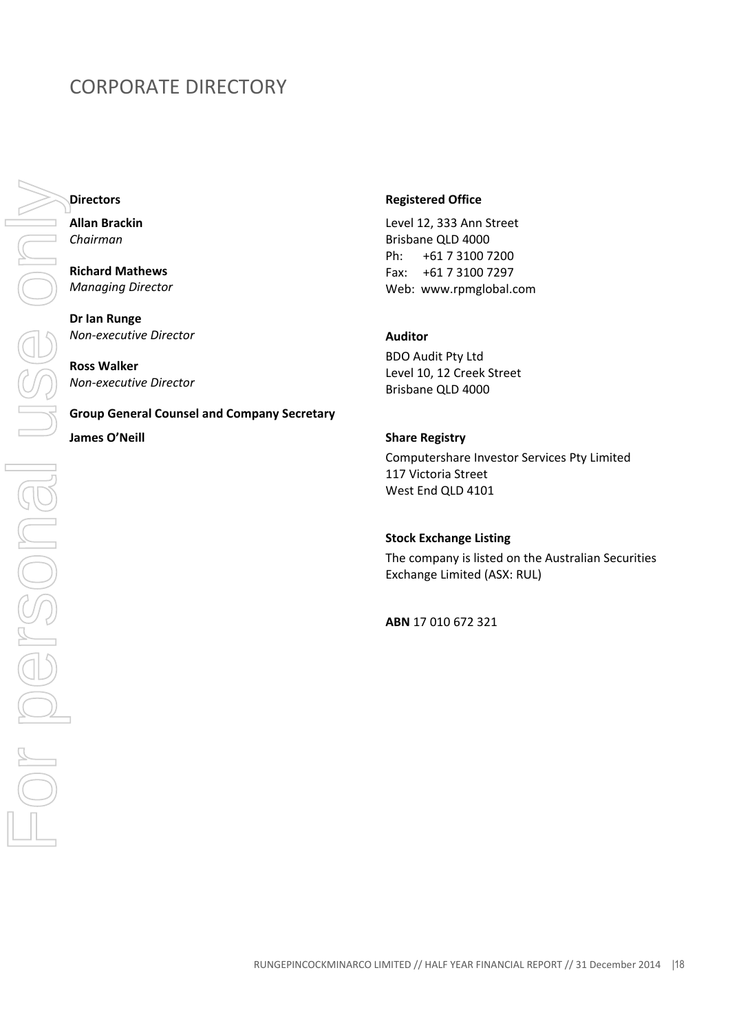# CORPORATE DIRECTORY

**Directors**

**Allan Brackin**
*Chairman*

**Richard Mathews**
*Managing Director*

**Dr Ian Runge**
*Non-executive Director*

**Ross Walker**
*Non-executive Director*

**Group General Counsel and Company Secretary**

**James O'Neill**

**Registered Office**

Level 12, 333 Ann Street
Brisbane QLD 4000
Ph: +61 7 3100 7200
Fax: +61 7 3100 7297
Web: www.rpmglobal.com

**Auditor**

BDO Audit Pty Ltd
Level 10, 12 Creek Street
Brisbane QLD 4000

**Share Registry**

Computershare Investor Services Pty Limited
117 Victoria Street
West End QLD 4101

**Stock Exchange Listing**

The company is listed on the Australian Securities Exchange Limited (ASX: RUL)

**ABN** 17 010 672 321